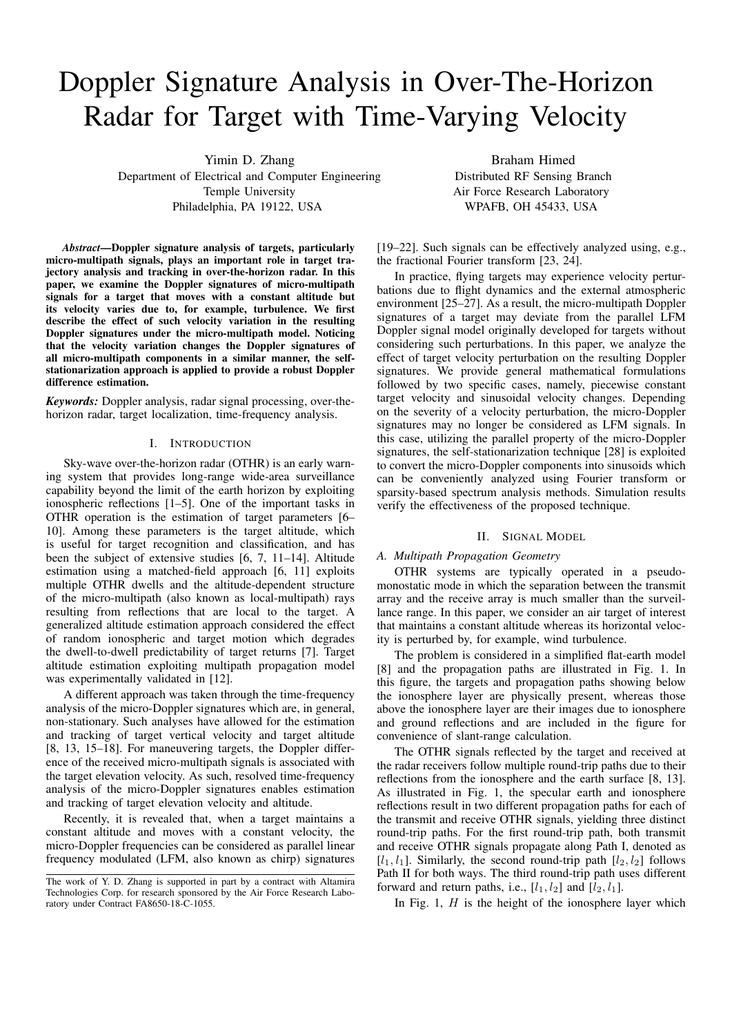# Doppler Signature Analysis in Over-The-Horizon Radar for Target with Time-Varying Velocity

Yimin D. Zhang
Department of Electrical and Computer Engineering
Temple University
Philadelphia, PA 19122, USA

Braham Himed
Distributed RF Sensing Branch
Air Force Research Laboratory
WPAFB, OH 45433, USA

***Abstract*—Doppler signature analysis of targets, particularly micro-multipath signals, plays an important role in target trajectory analysis and tracking in over-the-horizon radar. In this paper, we examine the Doppler signatures of micro-multipath signals for a target that moves with a constant altitude but its velocity varies due to, for example, turbulence. We first describe the effect of such velocity variation in the resulting Doppler signatures under the micro-multipath model. Noticing that the velocity variation changes the Doppler signatures of all micro-multipath components in a similar manner, the self-stationarization approach is applied to provide a robust Doppler difference estimation.**

***Keywords:*** Doppler analysis, radar signal processing, over-the-horizon radar, target localization, time-frequency analysis.

## I. Introduction

Sky-wave over-the-horizon radar (OTHR) is an early warning system that provides long-range wide-area surveillance capability beyond the limit of the earth horizon by exploiting ionospheric reflections [1–5]. One of the important tasks in OTHR operation is the estimation of target parameters [6–10]. Among these parameters is the target altitude, which is useful for target recognition and classification, and has been the subject of extensive studies [6, 7, 11–14]. Altitude estimation using a matched-field approach [6, 11] exploits multiple OTHR dwells and the altitude-dependent structure of the micro-multipath (also known as local-multipath) rays resulting from reflections that are local to the target. A generalized altitude estimation approach considered the effect of random ionospheric and target motion which degrades the dwell-to-dwell predictability of target returns [7]. Target altitude estimation exploiting multipath propagation model was experimentally validated in [12].

A different approach was taken through the time-frequency analysis of the micro-Doppler signatures which are, in general, non-stationary. Such analyses have allowed for the estimation and tracking of target vertical velocity and target altitude [8, 13, 15–18]. For maneuvering targets, the Doppler difference of the received micro-multipath signals is associated with the target elevation velocity. As such, resolved time-frequency analysis of the micro-Doppler signatures enables estimation and tracking of target elevation velocity and altitude.

Recently, it is revealed that, when a target maintains a constant altitude and moves with a constant velocity, the micro-Doppler frequencies can be considered as parallel linear frequency modulated (LFM, also known as chirp) signatures [19–22]. Such signals can be effectively analyzed using, e.g., the fractional Fourier transform [23, 24].

In practice, flying targets may experience velocity perturbations due to flight dynamics and the external atmospheric environment [25–27]. As a result, the micro-multipath Doppler signatures of a target may deviate from the parallel LFM Doppler signal model originally developed for targets without considering such perturbations. In this paper, we analyze the effect of target velocity perturbation on the resulting Doppler signatures. We provide general mathematical formulations followed by two specific cases, namely, piecewise constant target velocity and sinusoidal velocity changes. Depending on the severity of a velocity perturbation, the micro-Doppler signatures may no longer be considered as LFM signals. In this case, utilizing the parallel property of the micro-Doppler signatures, the self-stationarization technique [28] is exploited to convert the micro-Doppler components into sinusoids which can be conveniently analyzed using Fourier transform or sparsity-based spectrum analysis methods. Simulation results verify the effectiveness of the proposed technique.

## II. Signal Model

### A. Multipath Propagation Geometry

OTHR systems are typically operated in a pseudo-monostatic mode in which the separation between the transmit array and the receive array is much smaller than the surveillance range. In this paper, we consider an air target of interest that maintains a constant altitude whereas its horizontal velocity is perturbed by, for example, wind turbulence.

The problem is considered in a simplified flat-earth model [8] and the propagation paths are illustrated in Fig. 1. In this figure, the targets and propagation paths showing below the ionosphere layer are physically present, whereas those above the ionosphere layer are their images due to ionosphere and ground reflections and are included in the figure for convenience of slant-range calculation.

The OTHR signals reflected by the target and received at the radar receivers follow multiple round-trip paths due to their reflections from the ionosphere and the earth surface [8, 13]. As illustrated in Fig. 1, the specular earth and ionosphere reflections result in two different propagation paths for each of the transmit and receive OTHR signals, yielding three distinct round-trip paths. For the first round-trip path, both transmit and receive OTHR signals propagate along Path I, denoted as $[l_1, l_1]$. Similarly, the second round-trip path $[l_2, l_2]$ follows Path II for both ways. The third round-trip path uses different forward and return paths, i.e., $[l_1, l_2]$ and $[l_2, l_1]$.

In Fig. 1, $H$ is the height of the ionosphere layer which

The work of Y. D. Zhang is supported in part by a contract with Altamira Technologies Corp. for research sponsored by the Air Force Research Laboratory under Contract FA8650-18-C-1055.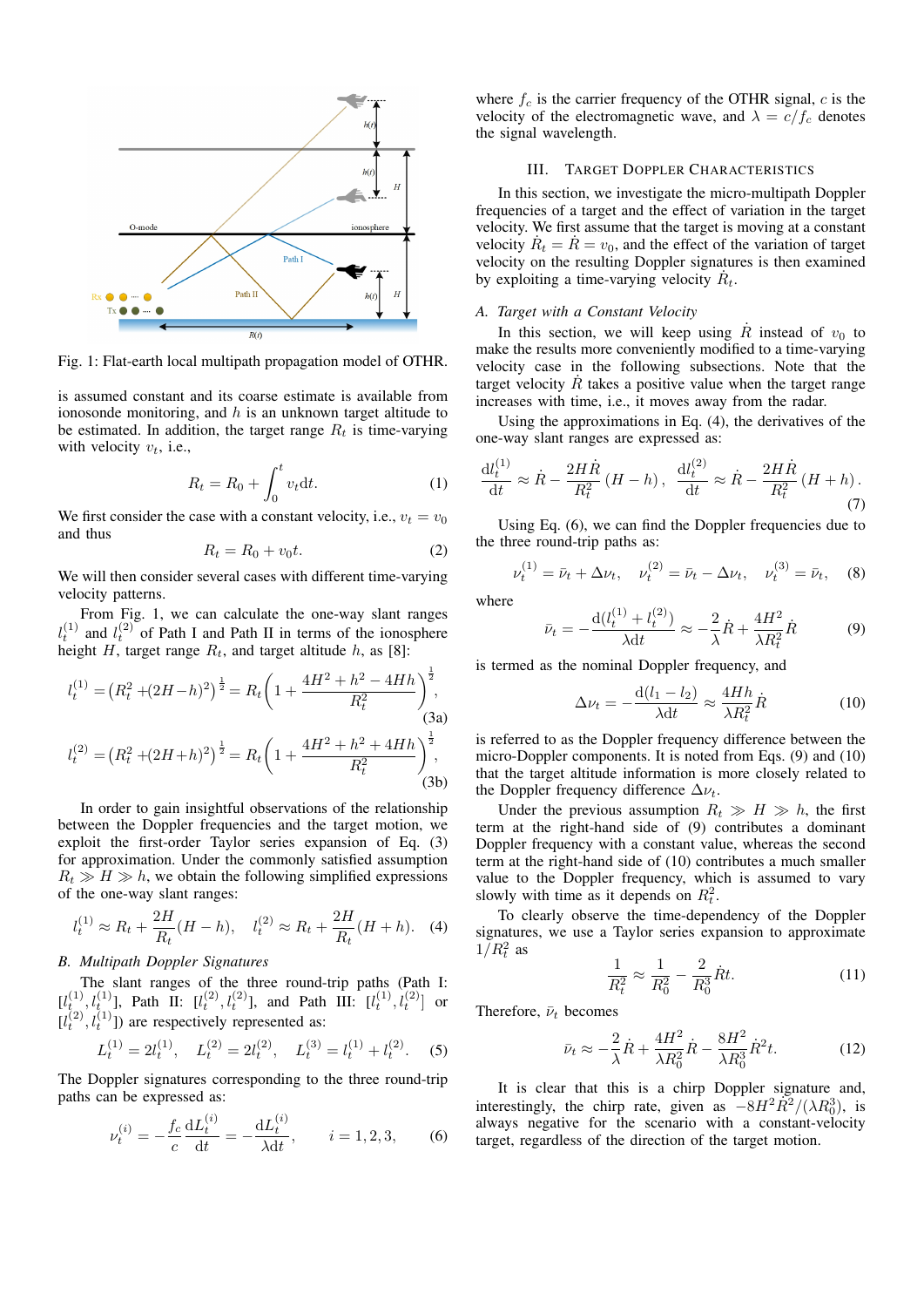Fig. 1: Flat-earth local multipath propagation model of OTHR.

is assumed constant and its coarse estimate is available from ionosonde monitoring, and $h$ is an unknown target altitude to be estimated. In addition, the target range $R_t$ is time-varying with velocity $v_t$, i.e.,

$$R_t = R_0 + \int_0^t v_t \mathrm{d}t. \tag{1}$$

We first consider the case with a constant velocity, i.e., $v_t = v_0$ and thus

$$R_t = R_0 + v_0 t. \tag{2}$$

We will then consider several cases with different time-varying velocity patterns.

From Fig. 1, we can calculate the one-way slant ranges $l_t^{(1)}$ and $l_t^{(2)}$ of Path I and Path II in terms of the ionosphere height $H$, target range $R_t$, and target altitude $h$, as [8]:

$$l_t^{(1)} = \left(R_t^2 + (2H-h)^2\right)^{\frac{1}{2}} = R_t\left(1 + \frac{4H^2+h^2-4Hh}{R_t^2}\right)^{\frac{1}{2}}, \tag{3a}$$

$$l_t^{(2)} = \left(R_t^2 + (2H+h)^2\right)^{\frac{1}{2}} = R_t\left(1 + \frac{4H^2+h^2+4Hh}{R_t^2}\right)^{\frac{1}{2}}, \tag{3b}$$

In order to gain insightful observations of the relationship between the Doppler frequencies and the target motion, we exploit the first-order Taylor series expansion of Eq. (3) for approximation. Under the commonly satisfied assumption $R_t \gg H \gg h$, we obtain the following simplified expressions of the one-way slant ranges:

$$l_t^{(1)} \approx R_t + \frac{2H}{R_t}(H-h), \quad l_t^{(2)} \approx R_t + \frac{2H}{R_t}(H+h). \tag{4}$$

### B. Multipath Doppler Signatures

The slant ranges of the three round-trip paths (Path I: $[l_t^{(1)}, l_t^{(1)}]$, Path II: $[l_t^{(2)}, l_t^{(2)}]$, and Path III: $[l_t^{(1)}, l_t^{(2)}]$ or $[l_t^{(2)}, l_t^{(1)}]$) are respectively represented as:

$$L_t^{(1)} = 2l_t^{(1)}, \quad L_t^{(2)} = 2l_t^{(2)}, \quad L_t^{(3)} = l_t^{(1)} + l_t^{(2)}. \tag{5}$$

The Doppler signatures corresponding to the three round-trip paths can be expressed as:

$$\nu_t^{(i)} = -\frac{f_c}{c}\frac{\mathrm{d}L_t^{(i)}}{\mathrm{d}t} = -\frac{\mathrm{d}L_t^{(i)}}{\lambda \mathrm{d}t}, \qquad i = 1,2,3, \tag{6}$$

where $f_c$ is the carrier frequency of the OTHR signal, $c$ is the velocity of the electromagnetic wave, and $\lambda = c/f_c$ denotes the signal wavelength.

## III. Target Doppler Characteristics

In this section, we investigate the micro-multipath Doppler frequencies of a target and the effect of variation in the target velocity. We first assume that the target is moving at a constant velocity $\dot{R}_t = \dot{R} = v_0$, and the effect of the variation of target velocity on the resulting Doppler signatures is then examined by exploiting a time-varying velocity $\dot{R}_t$.

### A. Target with a Constant Velocity

In this section, we will keep using $\dot{R}$ instead of $v_0$ to make the results more conveniently modified to a time-varying velocity case in the following subsections. Note that the target velocity $\dot{R}$ takes a positive value when the target range increases with time, i.e., it moves away from the radar.

Using the approximations in Eq. (4), the derivatives of the one-way slant ranges are expressed as:

$$\frac{\mathrm{d}l_t^{(1)}}{\mathrm{d}t} \approx \dot{R} - \frac{2H\dot{R}}{R_t^2}(H-h), \quad \frac{\mathrm{d}l_t^{(2)}}{\mathrm{d}t} \approx \dot{R} - \frac{2H\dot{R}}{R_t^2}(H+h). \tag{7}$$

Using Eq. (6), we can find the Doppler frequencies due to the three round-trip paths as:

$$\nu_t^{(1)} = \bar{\nu}_t + \Delta\nu_t, \quad \nu_t^{(2)} = \bar{\nu}_t - \Delta\nu_t, \quad \nu_t^{(3)} = \bar{\nu}_t, \tag{8}$$

where

$$\bar{\nu}_t = -\frac{\mathrm{d}(l_t^{(1)} + l_t^{(2)})}{\lambda \mathrm{d}t} \approx -\frac{2}{\lambda}\dot{R} + \frac{4H^2}{\lambda R_t^2}\dot{R} \tag{9}$$

is termed as the nominal Doppler frequency, and

$$\Delta\nu_t = -\frac{\mathrm{d}(l_1 - l_2)}{\lambda \mathrm{d}t} \approx \frac{4Hh}{\lambda R_t^2}\dot{R} \tag{10}$$

is referred to as the Doppler frequency difference between the micro-Doppler components. It is noted from Eqs. (9) and (10) that the target altitude information is more closely related to the Doppler frequency difference $\Delta\nu_t$.

Under the previous assumption $R_t \gg H \gg h$, the first term at the right-hand side of (9) contributes a dominant Doppler frequency with a constant value, whereas the second term at the right-hand side of (10) contributes a much smaller value to the Doppler frequency, which is assumed to vary slowly with time as it depends on $R_t^2$.

To clearly observe the time-dependency of the Doppler signatures, we use a Taylor series expansion to approximate $1/R_t^2$ as

$$\frac{1}{R_t^2} \approx \frac{1}{R_0^2} - \frac{2}{R_0^3}\dot{R}t. \tag{11}$$

Therefore, $\bar{\nu}_t$ becomes

$$\bar{\nu}_t \approx -\frac{2}{\lambda}\dot{R} + \frac{4H^2}{\lambda R_0^2}\dot{R} - \frac{8H^2}{\lambda R_0^3}\dot{R}^2 t. \tag{12}$$

It is clear that this is a chirp Doppler signature and, interestingly, the chirp rate, given as $-8H^2\dot{R}^2/(\lambda R_0^3)$, is always negative for the scenario with a constant-velocity target, regardless of the direction of the target motion.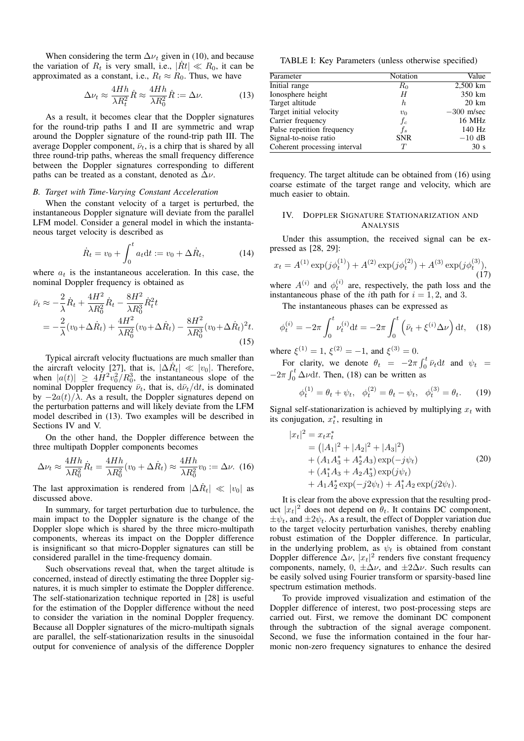When considering the term $\Delta\nu_t$ given in (10), and because the variation of $R_t$ is very small, i.e., $|\dot{R}t| \ll R_0$, it can be approximated as a constant, i.e., $R_t \approx R_0$. Thus, we have

$$\Delta\nu_t \approx \frac{4Hh}{\lambda R_t^2}\dot{R} \approx \frac{4Hh}{\lambda R_0^2}\dot{R} := \Delta\nu. \tag{13}$$

As a result, it becomes clear that the Doppler signatures for the round-trip paths I and II are symmetric and wrap around the Doppler signature of the round-trip path III. The average Doppler component, $\bar{\nu}_t$, is a chirp that is shared by all three round-trip paths, whereas the small frequency difference between the Doppler signatures corresponding to different paths can be treated as a constant, denoted as $\Delta\nu$.

### B. Target with Time-Varying Constant Acceleration

When the constant velocity of a target is perturbed, the instantaneous Doppler signature will deviate from the parallel LFM model. Consider a general model in which the instantaneous target velocity is described as

$$\dot{R}_t = v_0 + \int_0^t a_t \mathrm{d}t := v_0 + \Delta\dot{R}_t, \tag{14}$$

where $a_t$ is the instantaneous acceleration. In this case, the nominal Doppler frequency is obtained as

$$\begin{aligned}\bar{\nu}_t &\approx -\frac{2}{\lambda}\dot{R}_t + \frac{4H^2}{\lambda R_0^2}\dot{R}_t - \frac{8H^2}{\lambda R_0^3}\dot{R}_t^2 t \\ &= -\frac{2}{\lambda}(v_0+\Delta\dot{R}_t) + \frac{4H^2}{\lambda R_0^2}(v_0+\Delta\dot{R}_t) - \frac{8H^2}{\lambda R_0^3}(v_0+\Delta\dot{R}_t)^2 t.\end{aligned} \tag{15}$$

Typical aircraft velocity fluctuations are much smaller than the aircraft velocity [27], that is, $|\Delta\dot{R}_t| \ll |v_0|$. Therefore, when $|a(t)| \geq 4H^2 v_0^2/R_0^3$, the instantaneous slope of the nominal Doppler frequency $\bar{\nu}_t$, that is, $\mathrm{d}\bar{\nu}_t/\mathrm{d}t$, is dominated by $-2a(t)/\lambda$. As a result, the Doppler signatures depend on the perturbation patterns and will likely deviate from the LFM model described in (13). Two examples will be described in Sections IV and V.

On the other hand, the Doppler difference between the three multipath Doppler components becomes

$$\Delta\nu_t \approx \frac{4Hh}{\lambda R_0^2}\dot{R}_t = \frac{4Hh}{\lambda R_0^2}(v_0 + \Delta\dot{R}_t) \approx \frac{4Hh}{\lambda R_0^2}v_0 := \Delta\nu. \tag{16}$$

The last approximation is rendered from $|\Delta\dot{R}_t| \ll |v_0|$ as discussed above.

In summary, for target perturbation due to turbulence, the main impact to the Doppler signature is the change of the Doppler slope which is shared by the three micro-multipath components, whereas its impact on the Doppler difference is insignificant so that micro-Doppler signatures can still be considered parallel in the time-frequency domain.

Such observations reveal that, when the target altitude is concerned, instead of directly estimating the three Doppler signatures, it is much simpler to estimate the Doppler difference. The self-stationarization technique reported in [28] is useful for the estimation of the Doppler difference without the need to consider the variation in the nominal Doppler frequency. Because all Doppler signatures of the micro-multipath signals are parallel, the self-stationarization results in the sinusoidal output for convenience of analysis of the difference Doppler frequency. The target altitude can be obtained from (16) using coarse estimate of the target range and velocity, which are much easier to obtain.

TABLE I: Key Parameters (unless otherwise specified)

| Parameter | Notation | Value |
|---|---|---|
| Initial range | $R_0$ | 2,500 km |
| Ionosphere height | $H$ | 350 km |
| Target altitude | $h$ | 20 km |
| Target initial velocity | $v_0$ | $-300$ m/sec |
| Carrier frequency | $f_c$ | 16 MHz |
| Pulse repetition frequency | $f_s$ | 140 Hz |
| Signal-to-noise ratio | SNR | $-10$ dB |
| Coherent processing interval | $T$ | 30 s |

## IV. Doppler Signature Stationarization and Analysis

Under this assumption, the received signal can be expressed as [28, 29]:

$$x_t = A^{(1)}\exp(j\phi_t^{(1)}) + A^{(2)}\exp(j\phi_t^{(2)}) + A^{(3)}\exp(j\phi_t^{(3)}), \tag{17}$$

where $A^{(i)}$ and $\phi_t^{(i)}$ are, respectively, the path loss and the instantaneous phase of the $i$th path for $i = 1, 2$, and $3$.

The instantaneous phases can be expressed as

$$\phi_t^{(i)} = -2\pi\int_0^t \nu_t^{(i)}\mathrm{d}t = -2\pi\int_0^t \left(\bar{\nu}_t + \xi^{(i)}\Delta\nu\right)\mathrm{d}t, \tag{18}$$

where $\xi^{(1)} = 1$, $\xi^{(2)} = -1$, and $\xi^{(3)} = 0$.

For clarity, we denote $\theta_t = -2\pi\int_0^t \bar{\nu}_t \mathrm{d}t$ and $\psi_t = -2\pi\int_0^t \Delta\nu \mathrm{d}t$. Then, (18) can be written as

$$\phi_t^{(1)} = \theta_t + \psi_t, \quad \phi_t^{(2)} = \theta_t - \psi_t, \quad \phi_t^{(3)} = \theta_t. \tag{19}$$

Signal self-stationarization is achieved by multiplying $x_t$ with its conjugation, $x_t^*$, resulting in

$$\begin{aligned}|x_t|^2 &= x_t x_t^* \\ &= \left(|A_1|^2 + |A_2|^2 + |A_3|^2\right) \\ &\quad + (A_1 A_3^* + A_2^* A_3)\exp(-j\psi_t) \\ &\quad + (A_1^* A_3 + A_2 A_3^*)\exp(j\psi_t) \\ &\quad + A_1 A_2^* \exp(-j2\psi_t) + A_1^* A_2 \exp(j2\psi_t).\end{aligned} \tag{20}$$

It is clear from the above expression that the resulting product $|x_t|^2$ does not depend on $\theta_t$. It contains DC component, $\pm\psi_t$, and $\pm 2\psi_t$. As a result, the effect of Doppler variation due to the target velocity perturbation vanishes, thereby enabling robust estimation of the Doppler difference. In particular, in the underlying problem, as $\psi_t$ is obtained from constant Doppler difference $\Delta\nu$, $|x_t|^2$ renders five constant frequency components, namely, 0, $\pm\Delta\nu$, and $\pm 2\Delta\nu$. Such results can be easily solved using Fourier transform or sparsity-based line spectrum estimation methods.

To provide improved visualization and estimation of the Doppler difference of interest, two post-processing steps are carried out. First, we remove the dominant DC component through the subtraction of the signal average component. Second, we fuse the information contained in the four harmonic non-zero frequency signatures to enhance the desired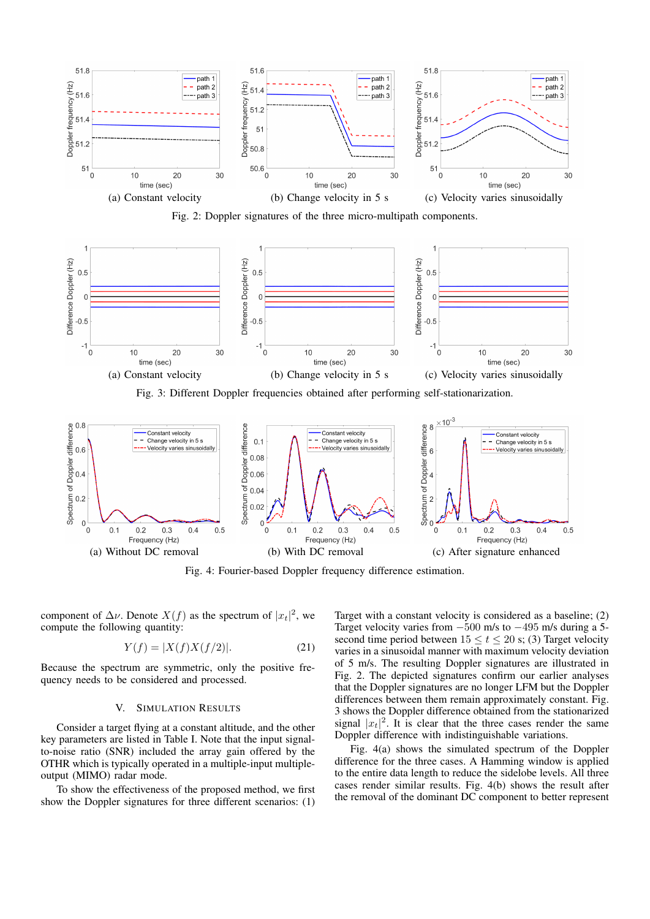(a) Constant velocity (b) Change velocity in 5 s (c) Velocity varies sinusoidally

Fig. 2: Doppler signatures of the three micro-multipath components.

(a) Constant velocity (b) Change velocity in 5 s (c) Velocity varies sinusoidally

Fig. 3: Different Doppler frequencies obtained after performing self-stationarization.

(a) Without DC removal (b) With DC removal (c) After signature enhanced

Fig. 4: Fourier-based Doppler frequency difference estimation.

component of $\Delta\nu$. Denote $X(f)$ as the spectrum of $|x_t|^2$, we compute the following quantity:

$$Y(f) = |X(f)X(f/2)|. \tag{21}$$

Because the spectrum are symmetric, only the positive frequency needs to be considered and processed.

## V. Simulation Results

Consider a target flying at a constant altitude, and the other key parameters are listed in Table I. Note that the input signal-to-noise ratio (SNR) included the array gain offered by the OTHR which is typically operated in a multiple-input multiple-output (MIMO) radar mode.

To show the effectiveness of the proposed method, we first show the Doppler signatures for three different scenarios: (1) Target with a constant velocity is considered as a baseline; (2) Target velocity varies from $-500$ m/s to $-495$ m/s during a 5-second time period between $15 \leq t \leq 20$ s; (3) Target velocity varies in a sinusoidal manner with maximum velocity deviation of 5 m/s. The resulting Doppler signatures are illustrated in Fig. 2. The depicted signatures confirm our earlier analyses that the Doppler signatures are no longer LFM but the Doppler differences between them remain approximately constant. Fig. 3 shows the Doppler difference obtained from the stationarized signal $|x_t|^2$. It is clear that the three cases render the same Doppler difference with indistinguishable variations.

Fig. 4(a) shows the simulated spectrum of the Doppler difference for the three cases. A Hamming window is applied to the entire data length to reduce the sidelobe levels. All three cases render similar results. Fig. 4(b) shows the result after the removal of the dominant DC component to better represent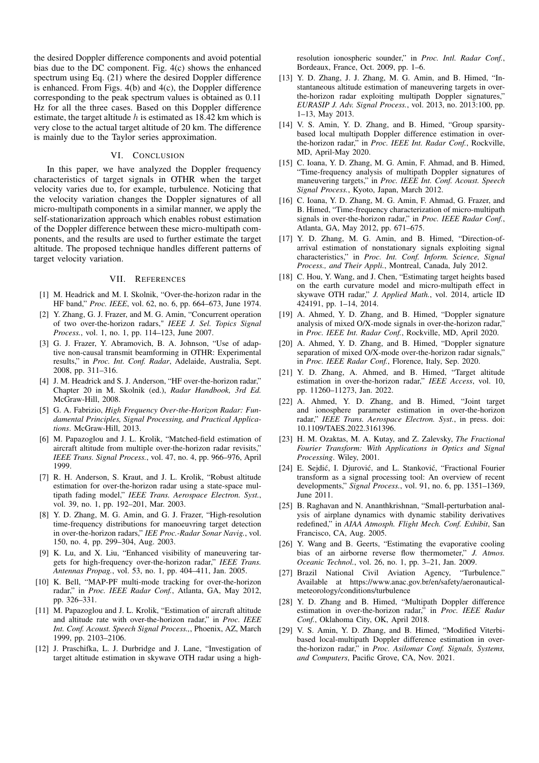the desired Doppler difference components and avoid potential bias due to the DC component. Fig. 4(c) shows the enhanced spectrum using Eq. (21) where the desired Doppler difference is enhanced. From Figs. 4(b) and 4(c), the Doppler difference corresponding to the peak spectrum values is obtained as 0.11 Hz for all the three cases. Based on this Doppler difference estimate, the target altitude $h$ is estimated as 18.42 km which is very close to the actual target altitude of 20 km. The difference is mainly due to the Taylor series approximation.

## VI. Conclusion

In this paper, we have analyzed the Doppler frequency characteristics of target signals in OTHR when the target velocity varies due to, for example, turbulence. Noticing that the velocity variation changes the Doppler signatures of all micro-multipath components in a similar manner, we apply the self-stationarization approach which enables robust estimation of the Doppler difference between these micro-multipath components, and the results are used to further estimate the target altitude. The proposed technique handles different patterns of target velocity variation.

## VII. References

- [1] M. Headrick and M. I. Skolnik, "Over-the-horizon radar in the HF band," *Proc. IEEE*, vol. 62, no. 6, pp. 664–673, June 1974.
- [2] Y. Zhang, G. J. Frazer, and M. G. Amin, "Concurrent operation of two over-the-horizon radars," *IEEE J. Sel. Topics Signal Process.*, vol. 1, no. 1, pp. 114–123, June 2007.
- [3] G. J. Frazer, Y. Abramovich, B. A. Johnson, "Use of adaptive non-causal transmit beamforming in OTHR: Experimental results," in *Proc. Int. Conf. Radar*, Adelaide, Australia, Sept. 2008, pp. 311–316.
- [4] J. M. Headrick and S. J. Anderson, "HF over-the-horizon radar," Chapter 20 in M. Skolnik (ed.), *Radar Handbook, 3rd Ed.* McGraw-Hill, 2008.
- [5] G. A. Fabrizio, *High Frequency Over-the-Horizon Radar: Fundamental Principles, Signal Processing, and Practical Applications*. McGraw-Hill, 2013.
- [6] M. Papazoglou and J. L. Krolik, "Matched-field estimation of aircraft altitude from multiple over-the-horizon radar revisits," *IEEE Trans. Signal Process.*, vol. 47, no. 4, pp. 966–976, April 1999.
- [7] R. H. Anderson, S. Kraut, and J. L. Krolik, "Robust altitude estimation for over-the-horizon radar using a state-space multipath fading model," *IEEE Trans. Aerospace Electron. Syst.*, vol. 39, no. 1, pp. 192–201, Mar. 2003.
- [8] Y. D. Zhang, M. G. Amin, and G. J. Frazer, "High-resolution time-frequency distributions for manoeuvring target detection in over-the-horizon radars," *IEE Proc.-Radar Sonar Navig.*, vol. 150, no. 4, pp. 299–304, Aug. 2003.
- [9] K. Lu, and X. Liu, "Enhanced visibility of maneuvering targets for high-frequency over-the-horizon radar," *IEEE Trans. Antennas Propag.*, vol. 53, no. 1, pp. 404–411, Jan. 2005.
- [10] K. Bell, "MAP-PF multi-mode tracking for over-the-horizon radar," in *Proc. IEEE Radar Conf.*, Atlanta, GA, May 2012, pp. 326–331.
- [11] M. Papazoglou and J. L. Krolik, "Estimation of aircraft altitude and altitude rate with over-the-horizon radar," in *Proc. IEEE Int. Conf. Acoust. Speech Signal Process.*,, Phoenix, AZ, March 1999, pp. 2103–2106.
- [12] J. Praschifka, L. J. Durbridge and J. Lane, "Investigation of target altitude estimation in skywave OTH radar using a high-resolution ionospheric sounder," in *Proc. Intl. Radar Conf.*, Bordeaux, France, Oct. 2009, pp. 1–6.
- [13] Y. D. Zhang, J. J. Zhang, M. G. Amin, and B. Himed, "Instantaneous altitude estimation of maneuvering targets in over-the-horizon radar exploiting multipath Doppler signatures," *EURASIP J. Adv. Signal Process.*, vol. 2013, no. 2013:100, pp. 1–13, May 2013.
- [14] V. S. Amin, Y. D. Zhang, and B. Himed, "Group sparsity-based local multipath Doppler difference estimation in over-the-horizon radar," in *Proc. IEEE Int. Radar Conf.*, Rockville, MD, April-May 2020.
- [15] C. Ioana, Y. D. Zhang, M. G. Amin, F. Ahmad, and B. Himed, "Time-frequency analysis of multipath Doppler signatures of maneuvering targets," in *Proc. IEEE Int. Conf. Acoust. Speech Signal Process.*, Kyoto, Japan, March 2012.
- [16] C. Ioana, Y. D. Zhang, M. G. Amin, F. Ahmad, G. Frazer, and B. Himed, "Time-frequency characterization of micro-multipath signals in over-the-horizon radar," in *Proc. IEEE Radar Conf.*, Atlanta, GA, May 2012, pp. 671–675.
- [17] Y. D. Zhang, M. G. Amin, and B. Himed, "Direction-of-arrival estimation of nonstationary signals exploiting signal characteristics," in *Proc. Int. Conf. Inform. Science, Signal Process., and Their Appli.*, Montreal, Canada, July 2012.
- [18] C. Hou, Y. Wang, and J. Chen, "Estimating target heights based on the earth curvature model and micro-multipath effect in skywave OTH radar," *J. Applied Math.*, vol. 2014, article ID 424191, pp. 1–14, 2014.
- [19] A. Ahmed, Y. D. Zhang, and B. Himed, "Doppler signature analysis of mixed O/X-mode signals in over-the-horizon radar," in *Proc. IEEE Int. Radar Conf.*, Rockville, MD, April 2020.
- [20] A. Ahmed, Y. D. Zhang, and B. Himed, "Doppler signature separation of mixed O/X-mode over-the-horizon radar signals," in *Proc. IEEE Radar Conf.*, Florence, Italy, Sep. 2020.
- [21] Y. D. Zhang, A. Ahmed, and B. Himed, "Target altitude estimation in over-the-horizon radar," *IEEE Access*, vol. 10, pp. 11260–11273, Jan. 2022.
- [22] A. Ahmed, Y. D. Zhang, and B. Himed, "Joint target and ionosphere parameter estimation in over-the-horizon radar," *IEEE Trans. Aerospace Electron. Syst.*, in press. doi: 10.1109/TAES.2022.3161396.
- [23] H. M. Ozaktas, M. A. Kutay, and Z. Zalevsky, *The Fractional Fourier Transform: With Applications in Optics and Signal Processing*. Wiley, 2001.
- [24] E. Sejdić, I. Djurović, and L. Stanković, "Fractional Fourier transform as a signal processing tool: An overview of recent developments," *Signal Process.*, vol. 91, no. 6, pp. 1351–1369, June 2011.
- [25] B. Raghavan and N. Ananthkrishnan, "Small-perturbation analysis of airplane dynamics with dynamic stability derivatives redefined," in *AIAA Atmosph. Flight Mech. Conf. Exhibit*, San Francisco, CA, Aug. 2005.
- [26] Y. Wang and B. Geerts, "Estimating the evaporative cooling bias of an airborne reverse flow thermometer," *J. Atmos. Oceanic Technol.*, vol. 26, no. 1, pp. 3–21, Jan. 2009.
- [27] Brazil National Civil Aviation Agency, "Turbulence." Available at https://www.anac.gov.br/en/safety/aeronautical-meteorology/conditions/turbulence
- [28] Y. D. Zhang and B. Himed, "Multipath Doppler difference estimation in over-the-horizon radar," in *Proc. IEEE Radar Conf.*, Oklahoma City, OK, April 2018.
- [29] V. S. Amin, Y. D. Zhang, and B. Himed, "Modified Viterbi-based local-multipath Doppler difference estimation in over-the-horizon radar," in *Proc. Asilomar Conf. Signals, Systems, and Computers*, Pacific Grove, CA, Nov. 2021.